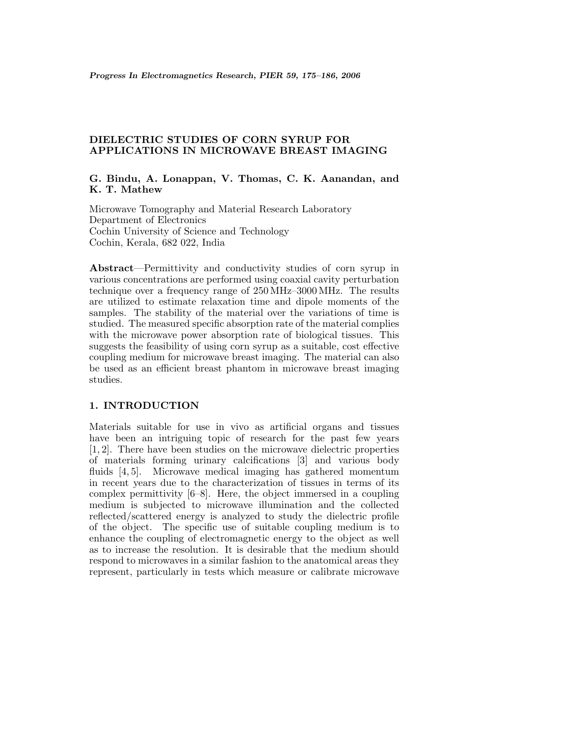# DIELECTRIC STUDIES OF CORN SYRUP FOR APPLICATIONS IN MICROWAVE BREAST IMAGING

**G. Bindu, A. Lonappan, V. Thomas, C. K. Aanandan, and K. T. Mathew**

Microwave Tomography and Material Research Laboratory
Department of Electronics
Cochin University of Science and Technology
Cochin, Kerala, 682 022, India

**Abstract**—Permittivity and conductivity studies of corn syrup in various concentrations are performed using coaxial cavity perturbation technique over a frequency range of 250 MHz–3000 MHz. The results are utilized to estimate relaxation time and dipole moments of the samples. The stability of the material over the variations of time is studied. The measured specific absorption rate of the material complies with the microwave power absorption rate of biological tissues. This suggests the feasibility of using corn syrup as a suitable, cost effective coupling medium for microwave breast imaging. The material can also be used as an efficient breast phantom in microwave breast imaging studies.

## 1. INTRODUCTION

Materials suitable for use in vivo as artificial organs and tissues have been an intriguing topic of research for the past few years [1, 2]. There have been studies on the microwave dielectric properties of materials forming urinary calcifications [3] and various body fluids [4, 5]. Microwave medical imaging has gathered momentum in recent years due to the characterization of tissues in terms of its complex permittivity [6–8]. Here, the object immersed in a coupling medium is subjected to microwave illumination and the collected reflected/scattered energy is analyzed to study the dielectric profile of the object. The specific use of suitable coupling medium is to enhance the coupling of electromagnetic energy to the object as well as to increase the resolution. It is desirable that the medium should respond to microwaves in a similar fashion to the anatomical areas they represent, particularly in tests which measure or calibrate microwave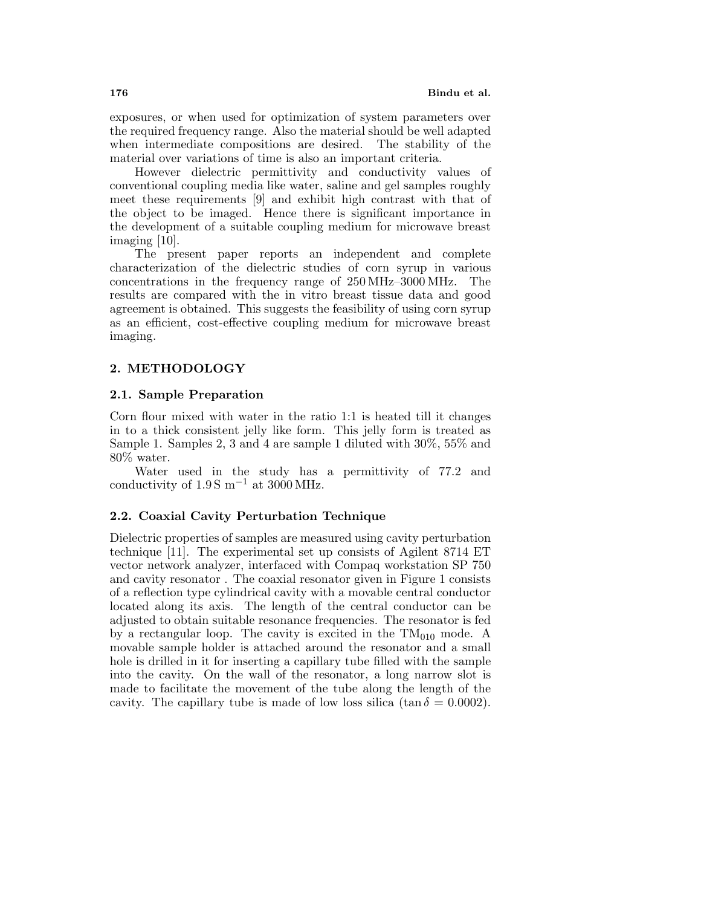exposures, or when used for optimization of system parameters over the required frequency range. Also the material should be well adapted when intermediate compositions are desired. The stability of the material over variations of time is also an important criteria.

However dielectric permittivity and conductivity values of conventional coupling media like water, saline and gel samples roughly meet these requirements [9] and exhibit high contrast with that of the object to be imaged. Hence there is significant importance in the development of a suitable coupling medium for microwave breast imaging [10].

The present paper reports an independent and complete characterization of the dielectric studies of corn syrup in various concentrations in the frequency range of 250 MHz–3000 MHz. The results are compared with the in vitro breast tissue data and good agreement is obtained. This suggests the feasibility of using corn syrup as an efficient, cost-effective coupling medium for microwave breast imaging.

## 2. METHODOLOGY

### 2.1. Sample Preparation

Corn flour mixed with water in the ratio 1:1 is heated till it changes in to a thick consistent jelly like form. This jelly form is treated as Sample 1. Samples 2, 3 and 4 are sample 1 diluted with 30%, 55% and 80% water.

Water used in the study has a permittivity of 77.2 and conductivity of 1.9 S $m^{-1}$ at 3000 MHz.

### 2.2. Coaxial Cavity Perturbation Technique

Dielectric properties of samples are measured using cavity perturbation technique [11]. The experimental set up consists of Agilent 8714 ET vector network analyzer, interfaced with Compaq workstation SP 750 and cavity resonator . The coaxial resonator given in Figure 1 consists of a reflection type cylindrical cavity with a movable central conductor located along its axis. The length of the central conductor can be adjusted to obtain suitable resonance frequencies. The resonator is fed by a rectangular loop. The cavity is excited in the $TM_{010}$ mode. A movable sample holder is attached around the resonator and a small hole is drilled in it for inserting a capillary tube filled with the sample into the cavity. On the wall of the resonator, a long narrow slot is made to facilitate the movement of the tube along the length of the cavity. The capillary tube is made of low loss silica ($\tan\delta = 0.0002$).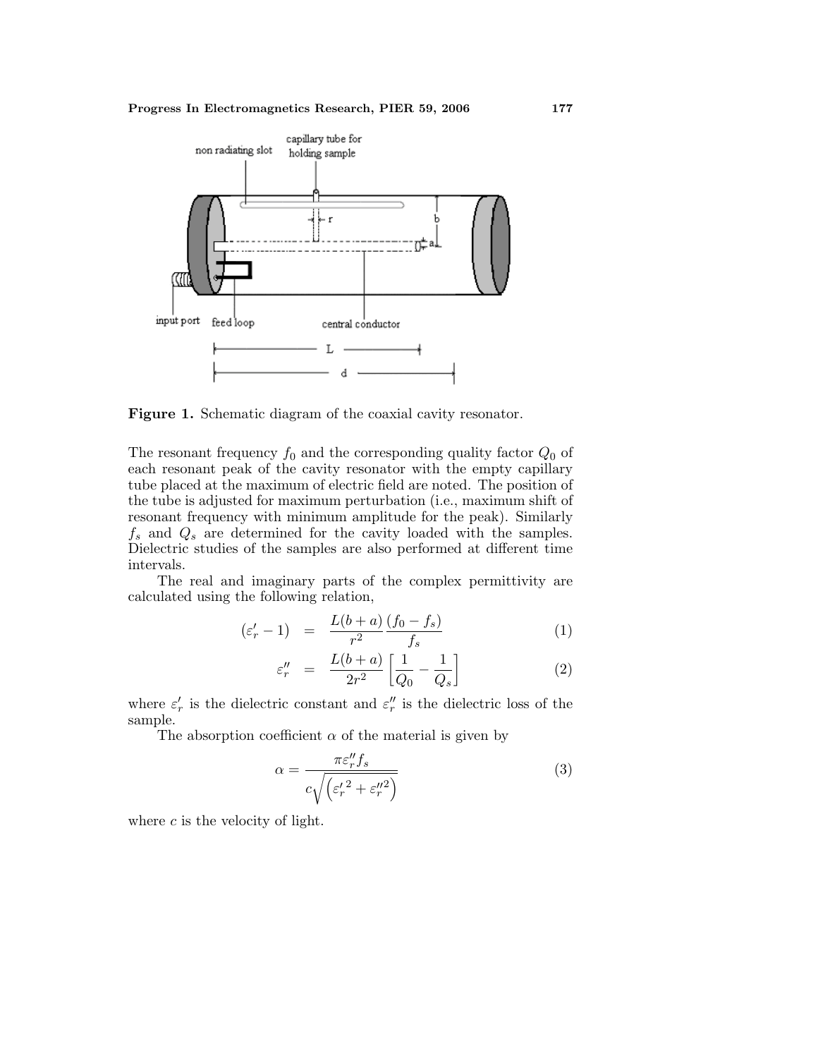Figure 1. Schematic diagram of the coaxial cavity resonator.

The resonant frequency $f_0$ and the corresponding quality factor $Q_0$ of each resonant peak of the cavity resonator with the empty capillary tube placed at the maximum of electric field are noted. The position of the tube is adjusted for maximum perturbation (i.e., maximum shift of resonant frequency with minimum amplitude for the peak). Similarly $f_s$ and $Q_s$ are determined for the cavity loaded with the samples. Dielectric studies of the samples are also performed at different time intervals.

The real and imaginary parts of the complex permittivity are calculated using the following relation,

$$(\varepsilon_r' - 1) = \frac{L(b+a)}{r^2}\frac{(f_0 - f_s)}{f_s} \tag{1}$$

$$\varepsilon_r'' = \frac{L(b+a)}{2r^2}\left[\frac{1}{Q_0} - \frac{1}{Q_s}\right] \tag{2}$$

where $\varepsilon_r'$ is the dielectric constant and $\varepsilon_r''$ is the dielectric loss of the sample.

The absorption coefficient $\alpha$ of the material is given by

$$\alpha = \frac{\pi \varepsilon_r'' f_s}{c\sqrt{\left(\varepsilon_r'^2 + \varepsilon_r''^2\right)}} \tag{3}$$

where $c$ is the velocity of light.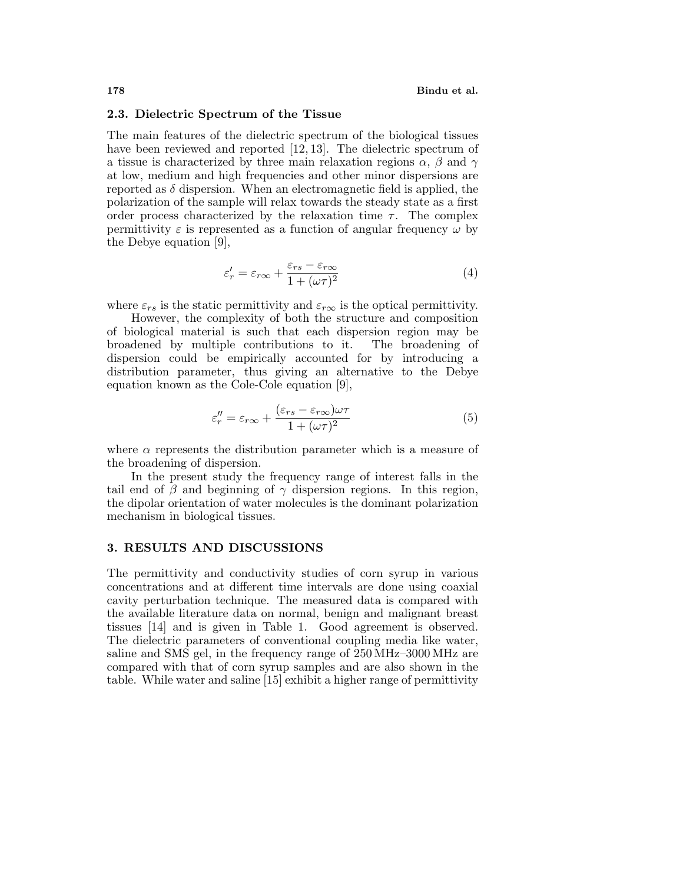### 2.3. Dielectric Spectrum of the Tissue

The main features of the dielectric spectrum of the biological tissues have been reviewed and reported [12, 13]. The dielectric spectrum of a tissue is characterized by three main relaxation regions $\alpha$, $\beta$ and $\gamma$ at low, medium and high frequencies and other minor dispersions are reported as $\delta$ dispersion. When an electromagnetic field is applied, the polarization of the sample will relax towards the steady state as a first order process characterized by the relaxation time $\tau$. The complex permittivity $\varepsilon$ is represented as a function of angular frequency $\omega$ by the Debye equation [9],

$$\varepsilon_r' = \varepsilon_{r\infty} + \frac{\varepsilon_{rs} - \varepsilon_{r\infty}}{1 + (\omega\tau)^2} \tag{4}$$

where $\varepsilon_{rs}$ is the static permittivity and $\varepsilon_{r\infty}$ is the optical permittivity.

However, the complexity of both the structure and composition of biological material is such that each dispersion region may be broadened by multiple contributions to it. The broadening of dispersion could be empirically accounted for by introducing a distribution parameter, thus giving an alternative to the Debye equation known as the Cole-Cole equation [9],

$$\varepsilon_r'' = \varepsilon_{r\infty} + \frac{(\varepsilon_{rs} - \varepsilon_{r\infty})\omega\tau}{1 + (\omega\tau)^2} \tag{5}$$

where $\alpha$ represents the distribution parameter which is a measure of the broadening of dispersion.

In the present study the frequency range of interest falls in the tail end of $\beta$ and beginning of $\gamma$ dispersion regions. In this region, the dipolar orientation of water molecules is the dominant polarization mechanism in biological tissues.

## 3. RESULTS AND DISCUSSIONS

The permittivity and conductivity studies of corn syrup in various concentrations and at different time intervals are done using coaxial cavity perturbation technique. The measured data is compared with the available literature data on normal, benign and malignant breast tissues [14] and is given in Table 1. Good agreement is observed. The dielectric parameters of conventional coupling media like water, saline and SMS gel, in the frequency range of 250 MHz–3000 MHz are compared with that of corn syrup samples and are also shown in the table. While water and saline [15] exhibit a higher range of permittivity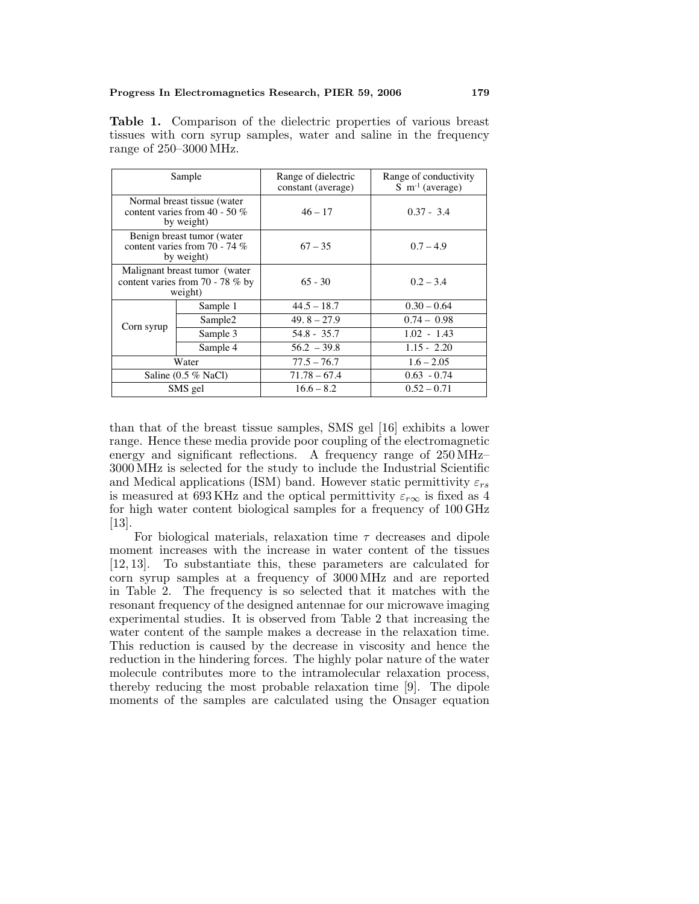**Table 1.** Comparison of the dielectric properties of various breast tissues with corn syrup samples, water and saline in the frequency range of 250–3000 MHz.

| Sample | | Range of dielectric constant (average) | Range of conductivity S m$^{-1}$ (average) |
|---|---|---|---|
| Normal breast tissue (water content varies from 40 - 50 % by weight) | | 46 – 17 | 0.37 - 3.4 |
| Benign breast tumor (water content varies from 70 - 74 % by weight) | | 67 – 35 | 0.7 – 4.9 |
| Malignant breast tumor (water content varies from 70 - 78 % by weight) | | 65 - 30 | 0.2 – 3.4 |
| Corn syrup | Sample 1 | 44.5 – 18.7 | 0.30 – 0.64 |
| | Sample2 | 49. 8 – 27.9 | 0.74 – 0.98 |
| | Sample 3 | 54.8 - 35.7 | 1.02 - 1.43 |
| | Sample 4 | 56.2 – 39.8 | 1.15 - 2.20 |
| Water | | 77.5 – 76.7 | 1.6 – 2.05 |
| Saline (0.5 % NaCl) | | 71.78 – 67.4 | 0.63 - 0.74 |
| SMS gel | | 16.6 – 8.2 | 0.52 – 0.71 |

than that of the breast tissue samples, SMS gel [16] exhibits a lower range. Hence these media provide poor coupling of the electromagnetic energy and significant reflections. A frequency range of 250 MHz–3000 MHz is selected for the study to include the Industrial Scientific and Medical applications (ISM) band. However static permittivity $\varepsilon_{rs}$ is measured at 693 KHz and the optical permittivity $\varepsilon_{r\infty}$ is fixed as 4 for high water content biological samples for a frequency of 100 GHz [13].

For biological materials, relaxation time $\tau$ decreases and dipole moment increases with the increase in water content of the tissues [12, 13]. To substantiate this, these parameters are calculated for corn syrup samples at a frequency of 3000 MHz and are reported in Table 2. The frequency is so selected that it matches with the resonant frequency of the designed antennae for our microwave imaging experimental studies. It is observed from Table 2 that increasing the water content of the sample makes a decrease in the relaxation time. This reduction is caused by the decrease in viscosity and hence the reduction in the hindering forces. The highly polar nature of the water molecule contributes more to the intramolecular relaxation process, thereby reducing the most probable relaxation time [9]. The dipole moments of the samples are calculated using the Onsager equation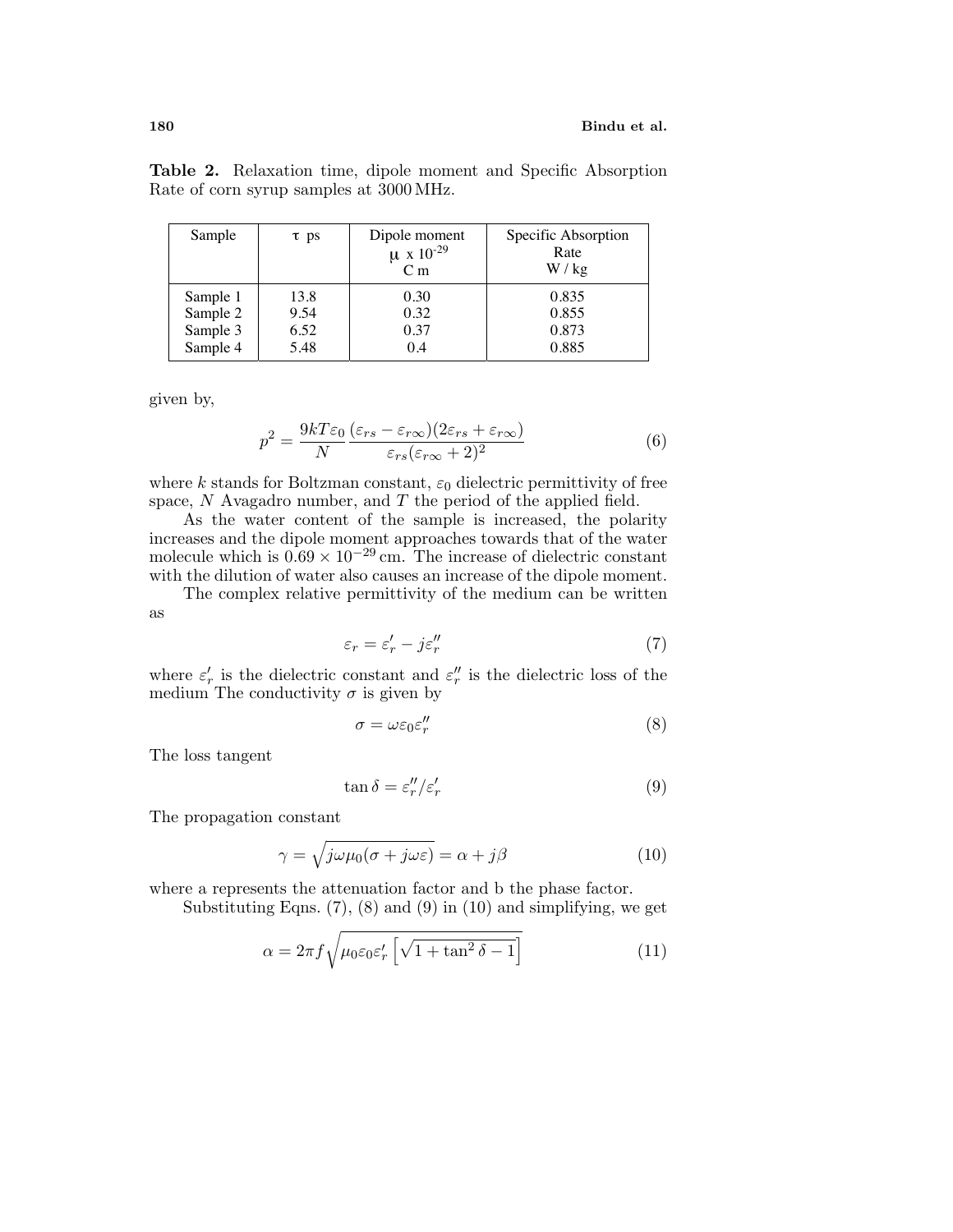**Table 2.** Relaxation time, dipole moment and Specific Absorption Rate of corn syrup samples at 3000 MHz.

| Sample | τ ps | Dipole moment μ x $10^{-29}$ C m | Specific Absorption Rate W / kg |
|---|---|---|---|
| Sample 1 | 13.8 | 0.30 | 0.835 |
| Sample 2 | 9.54 | 0.32 | 0.855 |
| Sample 3 | 6.52 | 0.37 | 0.873 |
| Sample 4 | 5.48 | 0.4 | 0.885 |

given by,

$$p^2 = \frac{9kT\varepsilon_0}{N} \frac{(\varepsilon_{rs} - \varepsilon_{r\infty})(2\varepsilon_{rs} + \varepsilon_{r\infty})}{\varepsilon_{rs}(\varepsilon_{r\infty} + 2)^2} \tag{6}$$

where $k$ stands for Boltzman constant, $\varepsilon_0$ dielectric permittivity of free space, $N$ Avagadro number, and $T$ the period of the applied field.

As the water content of the sample is increased, the polarity increases and the dipole moment approaches towards that of the water molecule which is $0.69 \times 10^{-29}$ cm. The increase of dielectric constant with the dilution of water also causes an increase of the dipole moment.

The complex relative permittivity of the medium can be written as

$$\varepsilon_r = \varepsilon_r' - j\varepsilon_r'' \tag{7}$$

where $\varepsilon_r'$ is the dielectric constant and $\varepsilon_r''$ is the dielectric loss of the medium The conductivity $\sigma$ is given by

$$\sigma = \omega\varepsilon_0\varepsilon_r'' \tag{8}$$

The loss tangent

$$\tan\delta = \varepsilon_r''/\varepsilon_r' \tag{9}$$

The propagation constant

$$\gamma = \sqrt{j\omega\mu_0(\sigma + j\omega\varepsilon)} = \alpha + j\beta \tag{10}$$

where a represents the attenuation factor and b the phase factor.

Substituting Eqns. (7), (8) and (9) in (10) and simplifying, we get

$$\alpha = 2\pi f \sqrt{\mu_0\varepsilon_0\varepsilon_r' \left[\sqrt{1 + \tan^2\delta - 1}\right]} \tag{11}$$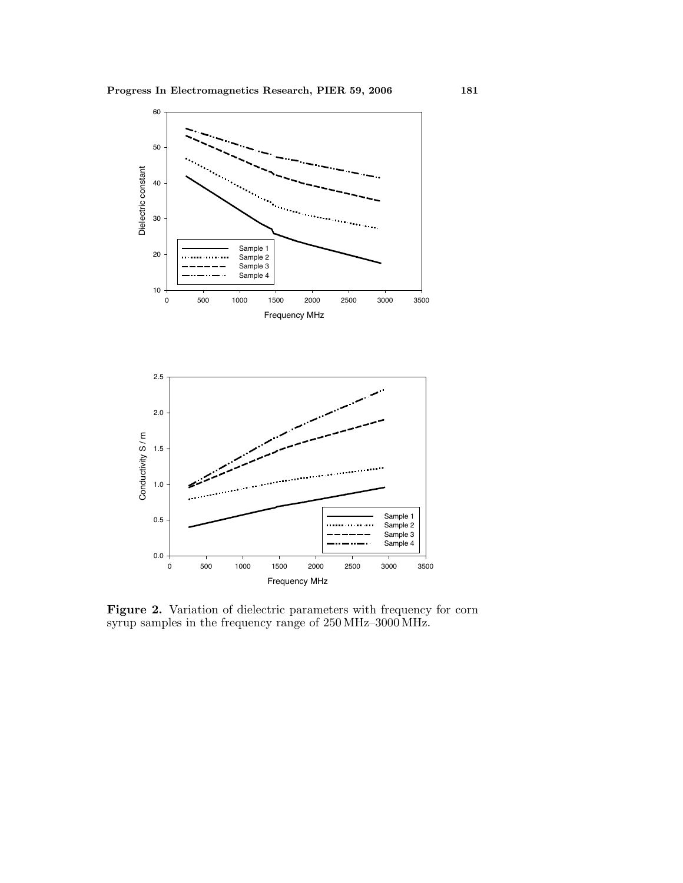**Figure 2.** Variation of dielectric parameters with frequency for corn syrup samples in the frequency range of 250 MHz–3000 MHz.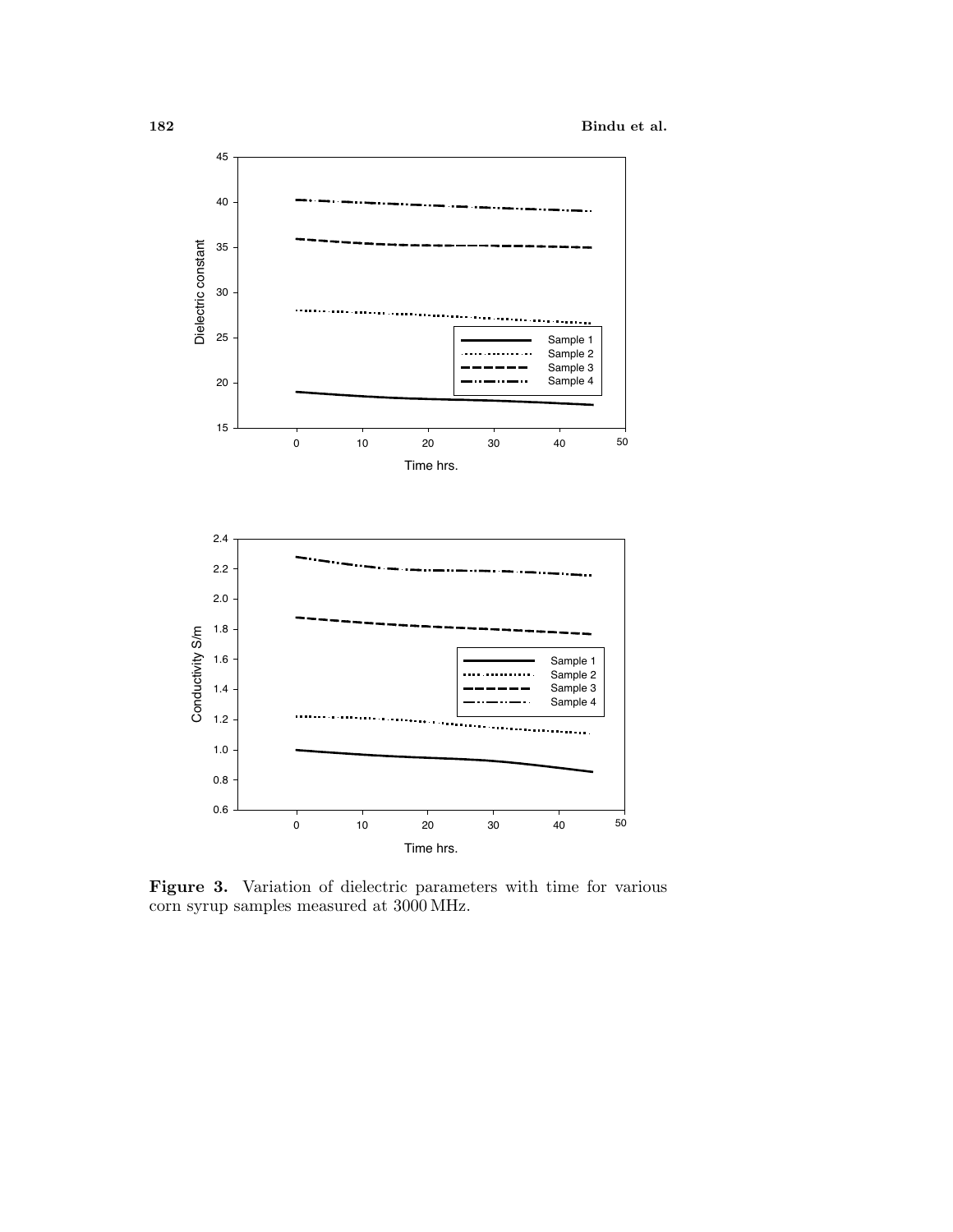**Figure 3.** Variation of dielectric parameters with time for various corn syrup samples measured at 3000 MHz.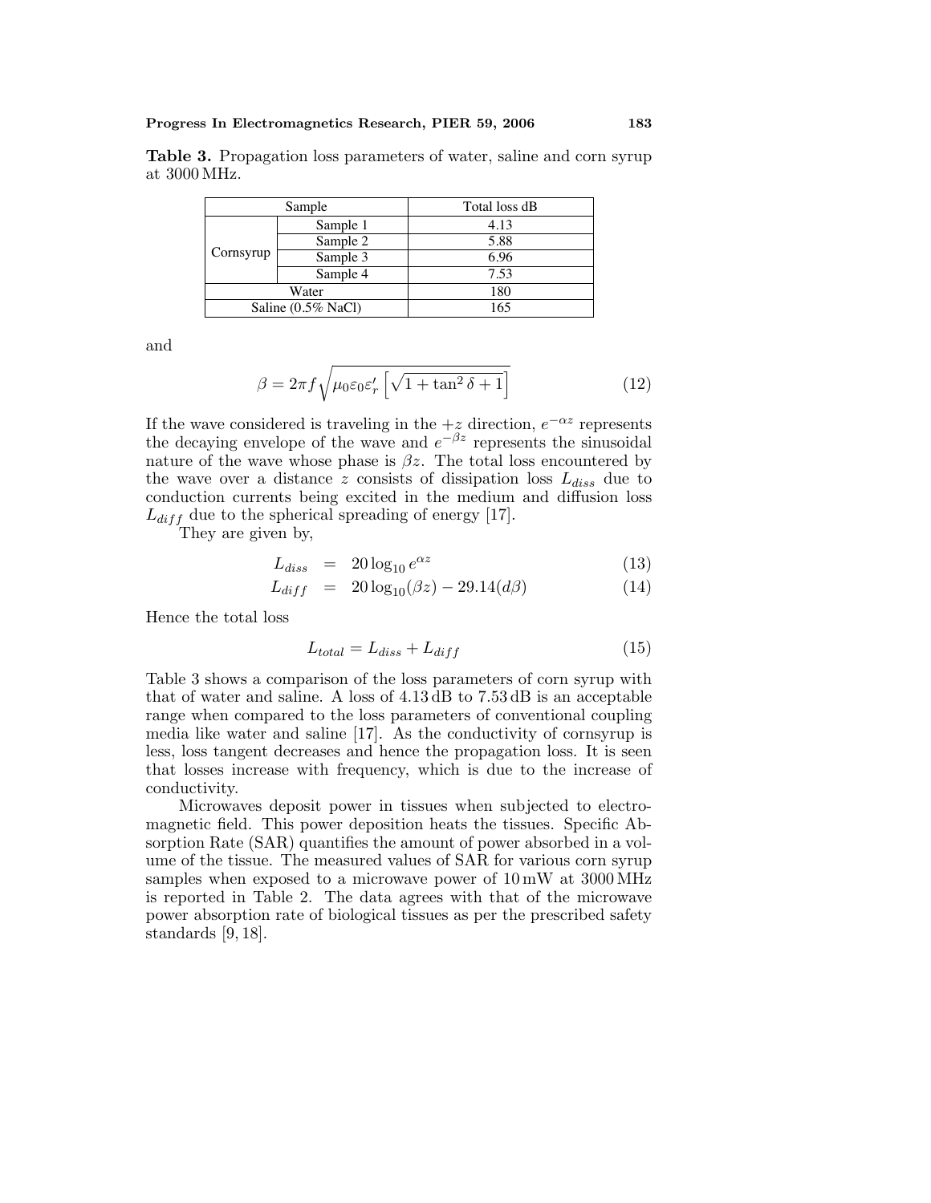**Table 3.** Propagation loss parameters of water, saline and corn syrup at 3000 MHz.

| Sample | | Total loss dB |
|---|---|---|
| Cornsyrup | Sample 1 | 4.13 |
| | Sample 2 | 5.88 |
| | Sample 3 | 6.96 |
| | Sample 4 | 7.53 |
| Water | | 180 |
| Saline (0.5% NaCl) | | 165 |

and

$$\beta = 2\pi f \sqrt{\mu_0 \varepsilon_0 \varepsilon_r' \left[\sqrt{1 + \tan^2 \delta + 1}\right]} \tag{12}$$

If the wave considered is traveling in the $+z$ direction, $e^{-\alpha z}$ represents the decaying envelope of the wave and $e^{-\beta z}$ represents the sinusoidal nature of the wave whose phase is $\beta z$. The total loss encountered by the wave over a distance $z$ consists of dissipation loss $L_{diss}$ due to conduction currents being excited in the medium and diffusion loss $L_{diff}$ due to the spherical spreading of energy [17].

They are given by,

$$L_{diss} = 20 \log_{10} e^{\alpha z} \tag{13}$$

$$L_{diff} = 20 \log_{10}(\beta z) - 29.14(d\beta) \tag{14}$$

Hence the total loss

$$L_{total} = L_{diss} + L_{diff} \tag{15}$$

Table 3 shows a comparison of the loss parameters of corn syrup with that of water and saline. A loss of 4.13 dB to 7.53 dB is an acceptable range when compared to the loss parameters of conventional coupling media like water and saline [17]. As the conductivity of cornsyrup is less, loss tangent decreases and hence the propagation loss. It is seen that losses increase with frequency, which is due to the increase of conductivity.

Microwaves deposit power in tissues when subjected to electromagnetic field. This power deposition heats the tissues. Specific Absorption Rate (SAR) quantifies the amount of power absorbed in a volume of the tissue. The measured values of SAR for various corn syrup samples when exposed to a microwave power of 10 mW at 3000 MHz is reported in Table 2. The data agrees with that of the microwave power absorption rate of biological tissues as per the prescribed safety standards [9, 18].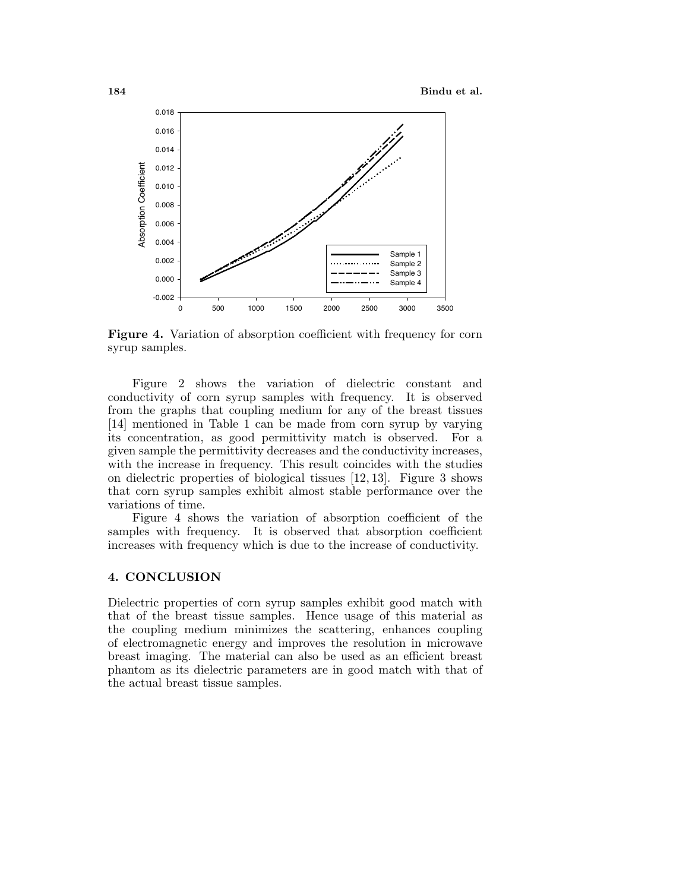**Figure 4.** Variation of absorption coefficient with frequency for corn syrup samples.

Figure 2 shows the variation of dielectric constant and conductivity of corn syrup samples with frequency. It is observed from the graphs that coupling medium for any of the breast tissues [14] mentioned in Table 1 can be made from corn syrup by varying its concentration, as good permittivity match is observed. For a given sample the permittivity decreases and the conductivity increases, with the increase in frequency. This result coincides with the studies on dielectric properties of biological tissues [12, 13]. Figure 3 shows that corn syrup samples exhibit almost stable performance over the variations of time.

Figure 4 shows the variation of absorption coefficient of the samples with frequency. It is observed that absorption coefficient increases with frequency which is due to the increase of conductivity.

## 4. CONCLUSION

Dielectric properties of corn syrup samples exhibit good match with that of the breast tissue samples. Hence usage of this material as the coupling medium minimizes the scattering, enhances coupling of electromagnetic energy and improves the resolution in microwave breast imaging. The material can also be used as an efficient breast phantom as its dielectric parameters are in good match with that of the actual breast tissue samples.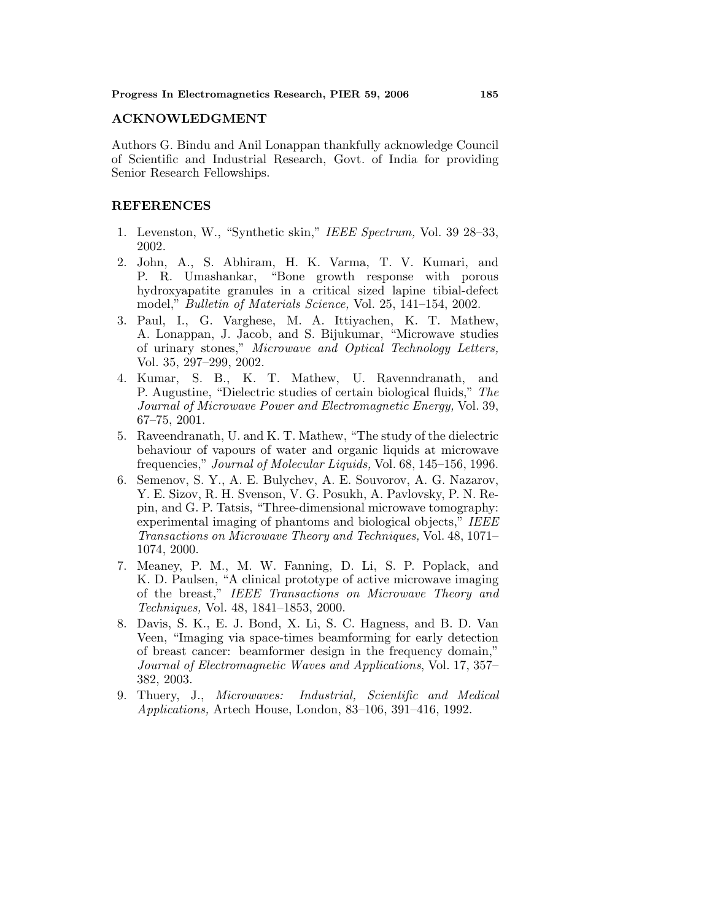## ACKNOWLEDGMENT

Authors G. Bindu and Anil Lonappan thankfully acknowledge Council of Scientific and Industrial Research, Govt. of India for providing Senior Research Fellowships.

## REFERENCES

1. Levenston, W., "Synthetic skin," *IEEE Spectrum,* Vol. 39 28–33, 2002.
2. John, A., S. Abhiram, H. K. Varma, T. V. Kumari, and P. R. Umashankar, "Bone growth response with porous hydroxyapatite granules in a critical sized lapine tibial-defect model," *Bulletin of Materials Science,* Vol. 25, 141–154, 2002.
3. Paul, I., G. Varghese, M. A. Ittiyachen, K. T. Mathew, A. Lonappan, J. Jacob, and S. Bijukumar, "Microwave studies of urinary stones," *Microwave and Optical Technology Letters,* Vol. 35, 297–299, 2002.
4. Kumar, S. B., K. T. Mathew, U. Ravenndranath, and P. Augustine, "Dielectric studies of certain biological fluids," *The Journal of Microwave Power and Electromagnetic Energy,* Vol. 39, 67–75, 2001.
5. Raveendranath, U. and K. T. Mathew, "The study of the dielectric behaviour of vapours of water and organic liquids at microwave frequencies," *Journal of Molecular Liquids,* Vol. 68, 145–156, 1996.
6. Semenov, S. Y., A. E. Bulychev, A. E. Souvorov, A. G. Nazarov, Y. E. Sizov, R. H. Svenson, V. G. Posukh, A. Pavlovsky, P. N. Repin, and G. P. Tatsis, "Three-dimensional microwave tomography: experimental imaging of phantoms and biological objects," *IEEE Transactions on Microwave Theory and Techniques,* Vol. 48, 1071–1074, 2000.
7. Meaney, P. M., M. W. Fanning, D. Li, S. P. Poplack, and K. D. Paulsen, "A clinical prototype of active microwave imaging of the breast," *IEEE Transactions on Microwave Theory and Techniques,* Vol. 48, 1841–1853, 2000.
8. Davis, S. K., E. J. Bond, X. Li, S. C. Hagness, and B. D. Van Veen, "Imaging via space-times beamforming for early detection of breast cancer: beamformer design in the frequency domain," *Journal of Electromagnetic Waves and Applications*, Vol. 17, 357–382, 2003.
9. Thuery, J., *Microwaves: Industrial, Scientific and Medical Applications,* Artech House, London, 83–106, 391–416, 1992.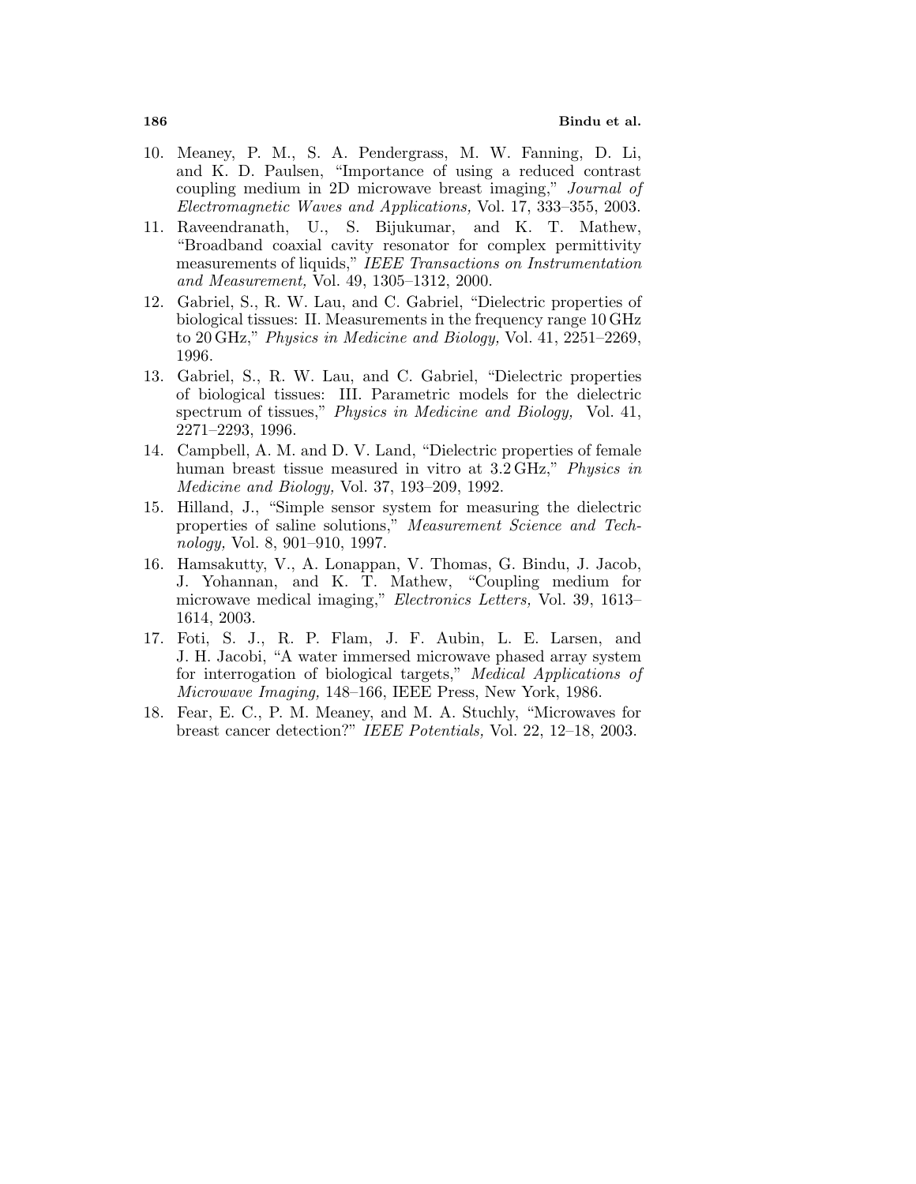10. Meaney, P. M., S. A. Pendergrass, M. W. Fanning, D. Li, and K. D. Paulsen, "Importance of using a reduced contrast coupling medium in 2D microwave breast imaging," *Journal of Electromagnetic Waves and Applications,* Vol. 17, 333–355, 2003.
11. Raveendranath, U., S. Bijukumar, and K. T. Mathew, "Broadband coaxial cavity resonator for complex permittivity measurements of liquids," *IEEE Transactions on Instrumentation and Measurement,* Vol. 49, 1305–1312, 2000.
12. Gabriel, S., R. W. Lau, and C. Gabriel, "Dielectric properties of biological tissues: II. Measurements in the frequency range 10 GHz to 20 GHz," *Physics in Medicine and Biology,* Vol. 41, 2251–2269, 1996.
13. Gabriel, S., R. W. Lau, and C. Gabriel, "Dielectric properties of biological tissues: III. Parametric models for the dielectric spectrum of tissues," *Physics in Medicine and Biology,* Vol. 41, 2271–2293, 1996.
14. Campbell, A. M. and D. V. Land, "Dielectric properties of female human breast tissue measured in vitro at 3.2 GHz," *Physics in Medicine and Biology,* Vol. 37, 193–209, 1992.
15. Hilland, J., "Simple sensor system for measuring the dielectric properties of saline solutions," *Measurement Science and Technology,* Vol. 8, 901–910, 1997.
16. Hamsakutty, V., A. Lonappan, V. Thomas, G. Bindu, J. Jacob, J. Yohannan, and K. T. Mathew, "Coupling medium for microwave medical imaging," *Electronics Letters,* Vol. 39, 1613–1614, 2003.
17. Foti, S. J., R. P. Flam, J. F. Aubin, L. E. Larsen, and J. H. Jacobi, "A water immersed microwave phased array system for interrogation of biological targets," *Medical Applications of Microwave Imaging,* 148–166, IEEE Press, New York, 1986.
18. Fear, E. C., P. M. Meaney, and M. A. Stuchly, "Microwaves for breast cancer detection?" *IEEE Potentials,* Vol. 22, 12–18, 2003.